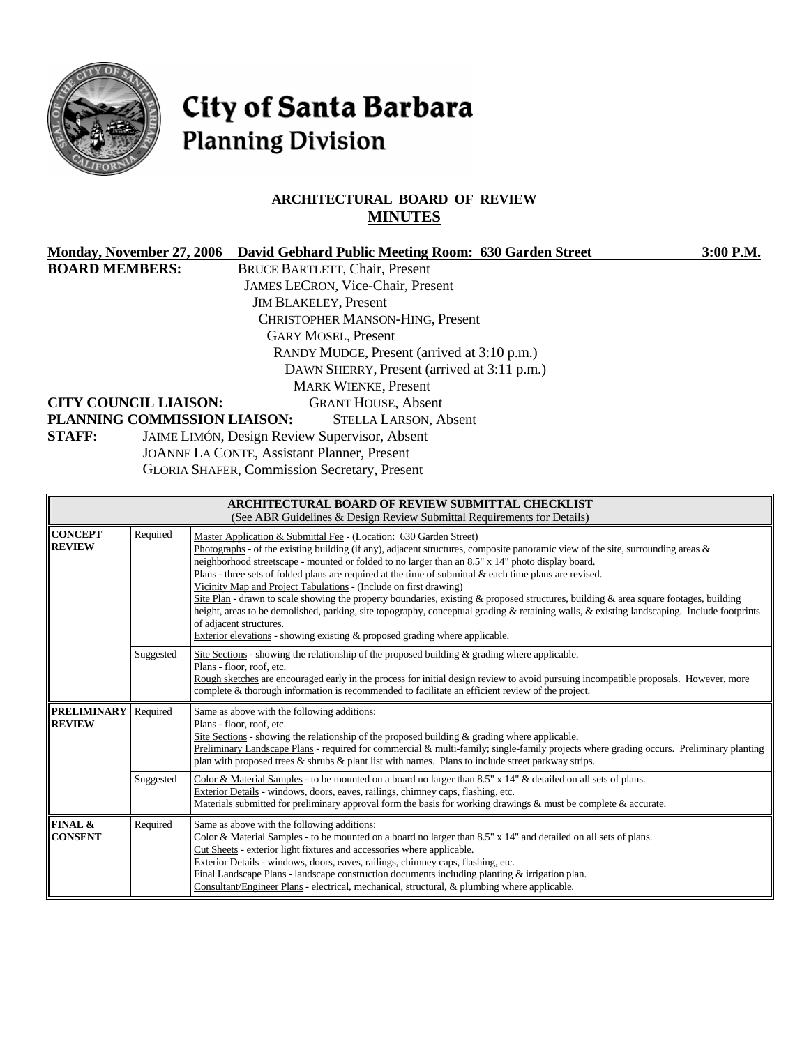# City of Santa Barbara
## Planning Division

### ARCHITECTURAL BOARD OF REVIEW
### MINUTES

**Monday, November 27, 2006 David Gebhard Public Meeting Room: 630 Garden Street 3:00 P.M.**

**BOARD MEMBERS:**
BRUCE BARTLETT, Chair, Present
JAMES LECRON, Vice-Chair, Present
JIM BLAKELEY, Present
CHRISTOPHER MANSON-HING, Present
GARY MOSEL, Present
RANDY MUDGE, Present (arrived at 3:10 p.m.)
DAWN SHERRY, Present (arrived at 3:11 p.m.)
MARK WIENKE, Present

**CITY COUNCIL LIAISON:** GRANT HOUSE, Absent

**PLANNING COMMISSION LIAISON:** STELLA LARSON, Absent

**STAFF:**
JAIME LIMÓN, Design Review Supervisor, Absent
JOANNE LA CONTE, Assistant Planner, Present
GLORIA SHAFER, Commission Secretary, Present

| **ARCHITECTURAL BOARD OF REVIEW SUBMITTAL CHECKLIST** (See ABR Guidelines & Design Review Submittal Requirements for Details) | | |
|---|---|---|
| **CONCEPT REVIEW** | Required | Master Application & Submittal Fee - (Location: 630 Garden Street)<br>Photographs - of the existing building (if any), adjacent structures, composite panoramic view of the site, surrounding areas & neighborhood streetscape - mounted or folded to no larger than an 8.5" x 14" photo display board.<br>Plans - three sets of folded plans are required at the time of submittal & each time plans are revised.<br>Vicinity Map and Project Tabulations - (Include on first drawing)<br>Site Plan - drawn to scale showing the property boundaries, existing & proposed structures, building & area square footages, building height, areas to be demolished, parking, site topography, conceptual grading & retaining walls, & existing landscaping. Include footprints of adjacent structures.<br>Exterior elevations - showing existing & proposed grading where applicable. |
| | Suggested | Site Sections - showing the relationship of the proposed building & grading where applicable.<br>Plans - floor, roof, etc.<br>Rough sketches are encouraged early in the process for initial design review to avoid pursuing incompatible proposals. However, more complete & thorough information is recommended to facilitate an efficient review of the project. |
| **PRELIMINARY REVIEW** | Required | Same as above with the following additions:<br>Plans - floor, roof, etc.<br>Site Sections - showing the relationship of the proposed building & grading where applicable.<br>Preliminary Landscape Plans - required for commercial & multi-family; single-family projects where grading occurs. Preliminary planting plan with proposed trees & shrubs & plant list with names. Plans to include street parkway strips. |
| | Suggested | Color & Material Samples - to be mounted on a board no larger than 8.5" x 14" & detailed on all sets of plans.<br>Exterior Details - windows, doors, eaves, railings, chimney caps, flashing, etc.<br>Materials submitted for preliminary approval form the basis for working drawings & must be complete & accurate. |
| **FINAL & CONSENT** | Required | Same as above with the following additions:<br>Color & Material Samples - to be mounted on a board no larger than 8.5" x 14" and detailed on all sets of plans.<br>Cut Sheets - exterior light fixtures and accessories where applicable.<br>Exterior Details - windows, doors, eaves, railings, chimney caps, flashing, etc.<br>Final Landscape Plans - landscape construction documents including planting & irrigation plan.<br>Consultant/Engineer Plans - electrical, mechanical, structural, & plumbing where applicable. |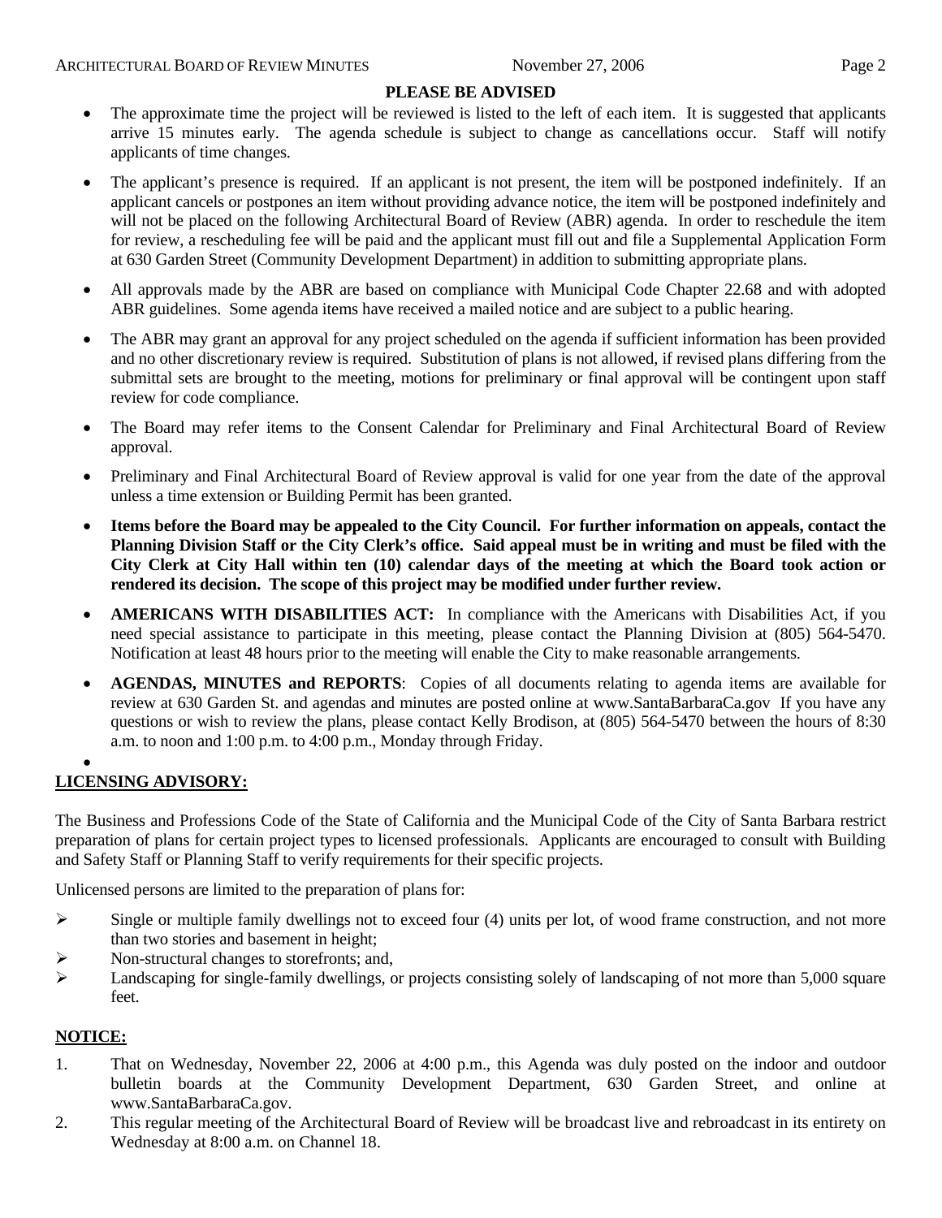**PLEASE BE ADVISED**

- The approximate time the project will be reviewed is listed to the left of each item. It is suggested that applicants arrive 15 minutes early. The agenda schedule is subject to change as cancellations occur. Staff will notify applicants of time changes.
- The applicant's presence is required. If an applicant is not present, the item will be postponed indefinitely. If an applicant cancels or postpones an item without providing advance notice, the item will be postponed indefinitely and will not be placed on the following Architectural Board of Review (ABR) agenda. In order to reschedule the item for review, a rescheduling fee will be paid and the applicant must fill out and file a Supplemental Application Form at 630 Garden Street (Community Development Department) in addition to submitting appropriate plans.
- All approvals made by the ABR are based on compliance with Municipal Code Chapter 22.68 and with adopted ABR guidelines. Some agenda items have received a mailed notice and are subject to a public hearing.
- The ABR may grant an approval for any project scheduled on the agenda if sufficient information has been provided and no other discretionary review is required. Substitution of plans is not allowed, if revised plans differing from the submittal sets are brought to the meeting, motions for preliminary or final approval will be contingent upon staff review for code compliance.
- The Board may refer items to the Consent Calendar for Preliminary and Final Architectural Board of Review approval.
- Preliminary and Final Architectural Board of Review approval is valid for one year from the date of the approval unless a time extension or Building Permit has been granted.
- **Items before the Board may be appealed to the City Council. For further information on appeals, contact the Planning Division Staff or the City Clerk's office. Said appeal must be in writing and must be filed with the City Clerk at City Hall within ten (10) calendar days of the meeting at which the Board took action or rendered its decision. The scope of this project may be modified under further review.**
- **AMERICANS WITH DISABILITIES ACT:** In compliance with the Americans with Disabilities Act, if you need special assistance to participate in this meeting, please contact the Planning Division at (805) 564-5470. Notification at least 48 hours prior to the meeting will enable the City to make reasonable arrangements.
- **AGENDAS, MINUTES and REPORTS**: Copies of all documents relating to agenda items are available for review at 630 Garden St. and agendas and minutes are posted online at www.SantaBarbaraCa.gov If you have any questions or wish to review the plans, please contact Kelly Brodison, at (805) 564-5470 between the hours of 8:30 a.m. to noon and 1:00 p.m. to 4:00 p.m., Monday through Friday.

## LICENSING ADVISORY:

The Business and Professions Code of the State of California and the Municipal Code of the City of Santa Barbara restrict preparation of plans for certain project types to licensed professionals. Applicants are encouraged to consult with Building and Safety Staff or Planning Staff to verify requirements for their specific projects.

Unlicensed persons are limited to the preparation of plans for:

- Single or multiple family dwellings not to exceed four (4) units per lot, of wood frame construction, and not more than two stories and basement in height;
- Non-structural changes to storefronts; and,
- Landscaping for single-family dwellings, or projects consisting solely of landscaping of not more than 5,000 square feet.

## NOTICE:

1. That on Wednesday, November 22, 2006 at 4:00 p.m., this Agenda was duly posted on the indoor and outdoor bulletin boards at the Community Development Department, 630 Garden Street, and online at www.SantaBarbaraCa.gov.
2. This regular meeting of the Architectural Board of Review will be broadcast live and rebroadcast in its entirety on Wednesday at 8:00 a.m. on Channel 18.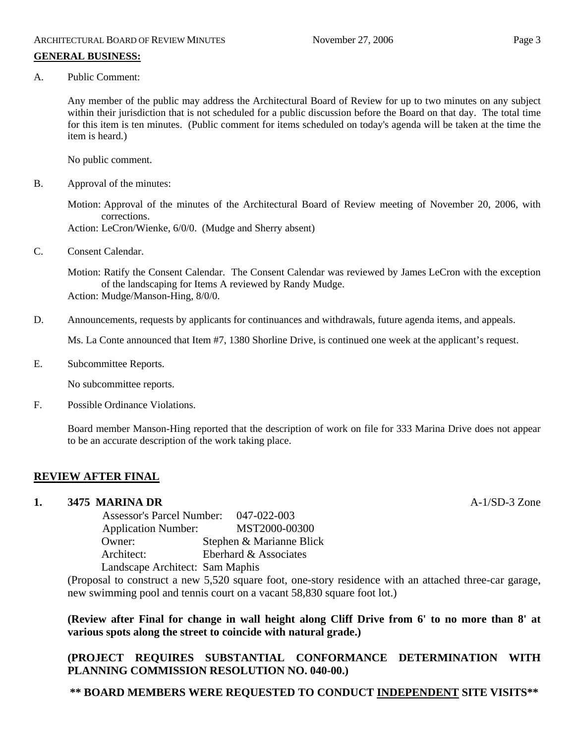**GENERAL BUSINESS:**

A. Public Comment:

Any member of the public may address the Architectural Board of Review for up to two minutes on any subject within their jurisdiction that is not scheduled for a public discussion before the Board on that day. The total time for this item is ten minutes. (Public comment for items scheduled on today's agenda will be taken at the time the item is heard.)

No public comment.

B. Approval of the minutes:

Motion: Approval of the minutes of the Architectural Board of Review meeting of November 20, 2006, with corrections.
Action: LeCron/Wienke, 6/0/0. (Mudge and Sherry absent)

C. Consent Calendar.

Motion: Ratify the Consent Calendar. The Consent Calendar was reviewed by James LeCron with the exception of the landscaping for Items A reviewed by Randy Mudge.
Action: Mudge/Manson-Hing, 8/0/0.

D. Announcements, requests by applicants for continuances and withdrawals, future agenda items, and appeals.

Ms. La Conte announced that Item #7, 1380 Shorline Drive, is continued one week at the applicant's request.

E. Subcommittee Reports.

No subcommittee reports.

F. Possible Ordinance Violations.

Board member Manson-Hing reported that the description of work on file for 333 Marina Drive does not appear to be an accurate description of the work taking place.

## REVIEW AFTER FINAL

**1. 3475 MARINA DR** A-1/SD-3 Zone

Assessor's Parcel Number: 047-022-003
Application Number: MST2000-00300
Owner: Stephen & Marianne Blick
Architect: Eberhard & Associates
Landscape Architect: Sam Maphis

(Proposal to construct a new 5,520 square foot, one-story residence with an attached three-car garage, new swimming pool and tennis court on a vacant 58,830 square foot lot.)

**(Review after Final for change in wall height along Cliff Drive from 6' to no more than 8' at various spots along the street to coincide with natural grade.)**

**(PROJECT REQUIRES SUBSTANTIAL CONFORMANCE DETERMINATION WITH PLANNING COMMISSION RESOLUTION NO. 040-00.)**

**\*\* BOARD MEMBERS WERE REQUESTED TO CONDUCT INDEPENDENT SITE VISITS\*\***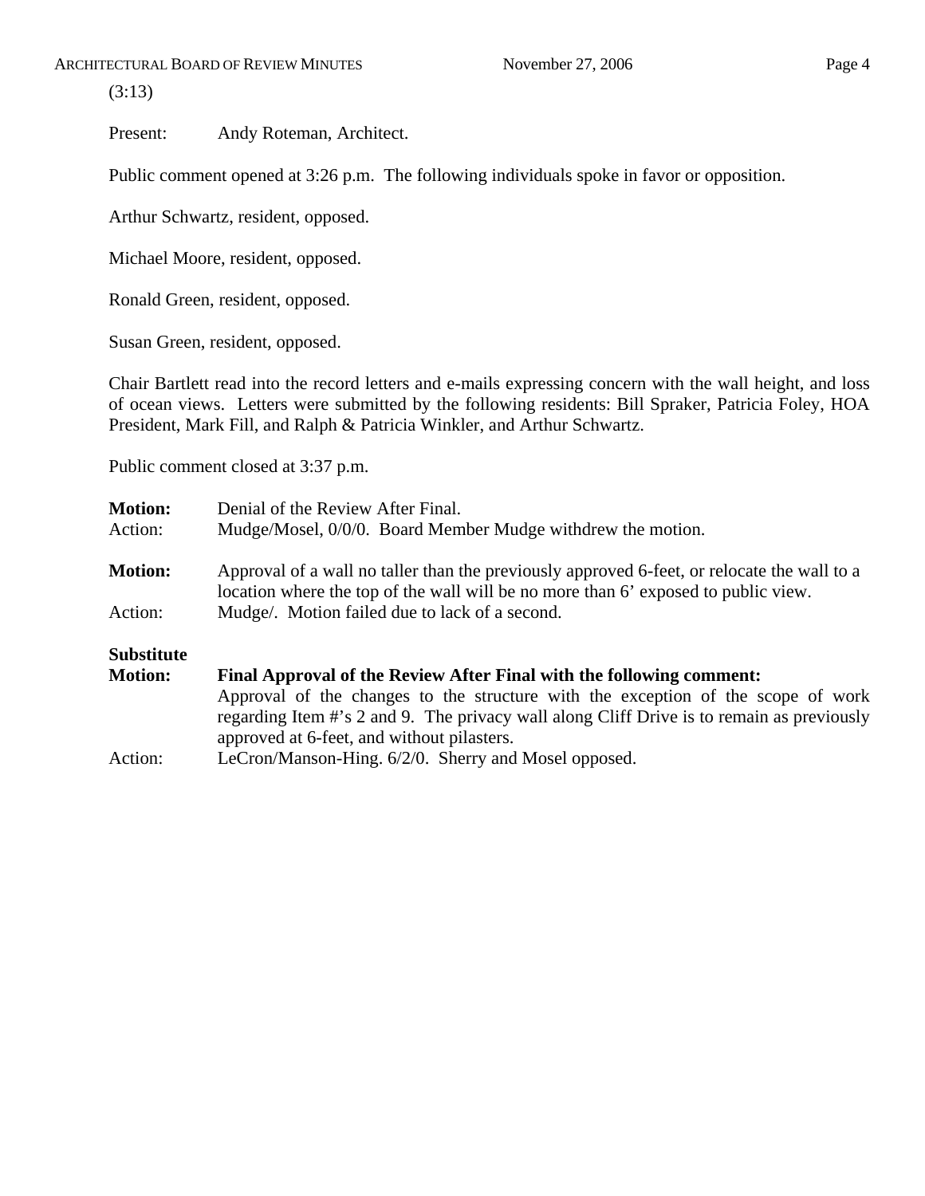(3:13)

Present: Andy Roteman, Architect.

Public comment opened at 3:26 p.m. The following individuals spoke in favor or opposition.

Arthur Schwartz, resident, opposed.

Michael Moore, resident, opposed.

Ronald Green, resident, opposed.

Susan Green, resident, opposed.

Chair Bartlett read into the record letters and e-mails expressing concern with the wall height, and loss of ocean views. Letters were submitted by the following residents: Bill Spraker, Patricia Foley, HOA President, Mark Fill, and Ralph & Patricia Winkler, and Arthur Schwartz.

Public comment closed at 3:37 p.m.

**Motion:** Denial of the Review After Final.
Action: Mudge/Mosel, 0/0/0. Board Member Mudge withdrew the motion.

**Motion:** Approval of a wall no taller than the previously approved 6-feet, or relocate the wall to a location where the top of the wall will be no more than 6' exposed to public view.
Action: Mudge/. Motion failed due to lack of a second.

**Substitute Motion:** **Final Approval of the Review After Final with the following comment:**
Approval of the changes to the structure with the exception of the scope of work regarding Item #'s 2 and 9. The privacy wall along Cliff Drive is to remain as previously approved at 6-feet, and without pilasters.
Action: LeCron/Manson-Hing. 6/2/0. Sherry and Mosel opposed.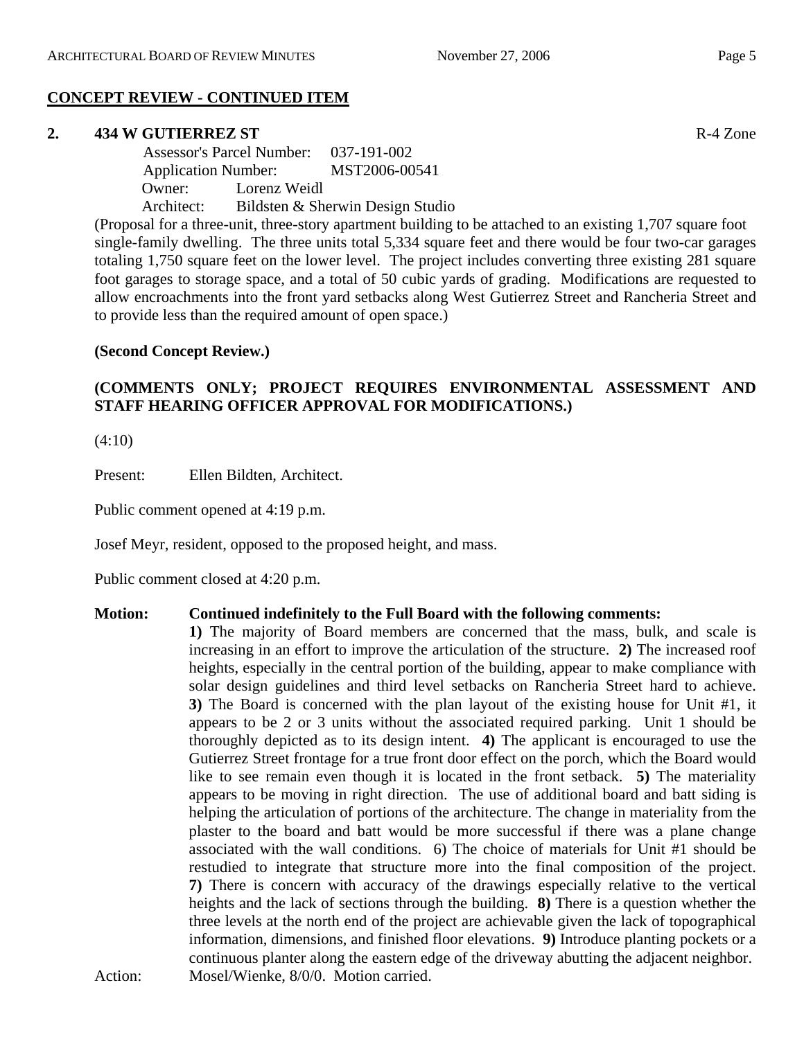**CONCEPT REVIEW - CONTINUED ITEM**

**2. 434 W GUTIERREZ ST** R-4 Zone

Assessor's Parcel Number: 037-191-002
Application Number: MST2006-00541
Owner: Lorenz Weidl
Architect: Bildsten & Sherwin Design Studio

(Proposal for a three-unit, three-story apartment building to be attached to an existing 1,707 square foot single-family dwelling. The three units total 5,334 square feet and there would be four two-car garages totaling 1,750 square feet on the lower level. The project includes converting three existing 281 square foot garages to storage space, and a total of 50 cubic yards of grading. Modifications are requested to allow encroachments into the front yard setbacks along West Gutierrez Street and Rancheria Street and to provide less than the required amount of open space.)

**(Second Concept Review.)**

**(COMMENTS ONLY; PROJECT REQUIRES ENVIRONMENTAL ASSESSMENT AND STAFF HEARING OFFICER APPROVAL FOR MODIFICATIONS.)**

(4:10)

Present: Ellen Bildten, Architect.

Public comment opened at 4:19 p.m.

Josef Meyr, resident, opposed to the proposed height, and mass.

Public comment closed at 4:20 p.m.

**Motion: Continued indefinitely to the Full Board with the following comments:**

**1)** The majority of Board members are concerned that the mass, bulk, and scale is increasing in an effort to improve the articulation of the structure. **2)** The increased roof heights, especially in the central portion of the building, appear to make compliance with solar design guidelines and third level setbacks on Rancheria Street hard to achieve. **3)** The Board is concerned with the plan layout of the existing house for Unit #1, it appears to be 2 or 3 units without the associated required parking. Unit 1 should be thoroughly depicted as to its design intent. **4)** The applicant is encouraged to use the Gutierrez Street frontage for a true front door effect on the porch, which the Board would like to see remain even though it is located in the front setback. **5)** The materiality appears to be moving in right direction. The use of additional board and batt siding is helping the articulation of portions of the architecture. The change in materiality from the plaster to the board and batt would be more successful if there was a plane change associated with the wall conditions. 6) The choice of materials for Unit #1 should be restudied to integrate that structure more into the final composition of the project. **7)** There is concern with accuracy of the drawings especially relative to the vertical heights and the lack of sections through the building. **8)** There is a question whether the three levels at the north end of the project are achievable given the lack of topographical information, dimensions, and finished floor elevations. **9)** Introduce planting pockets or a continuous planter along the eastern edge of the driveway abutting the adjacent neighbor.

Action: Mosel/Wienke, 8/0/0. Motion carried.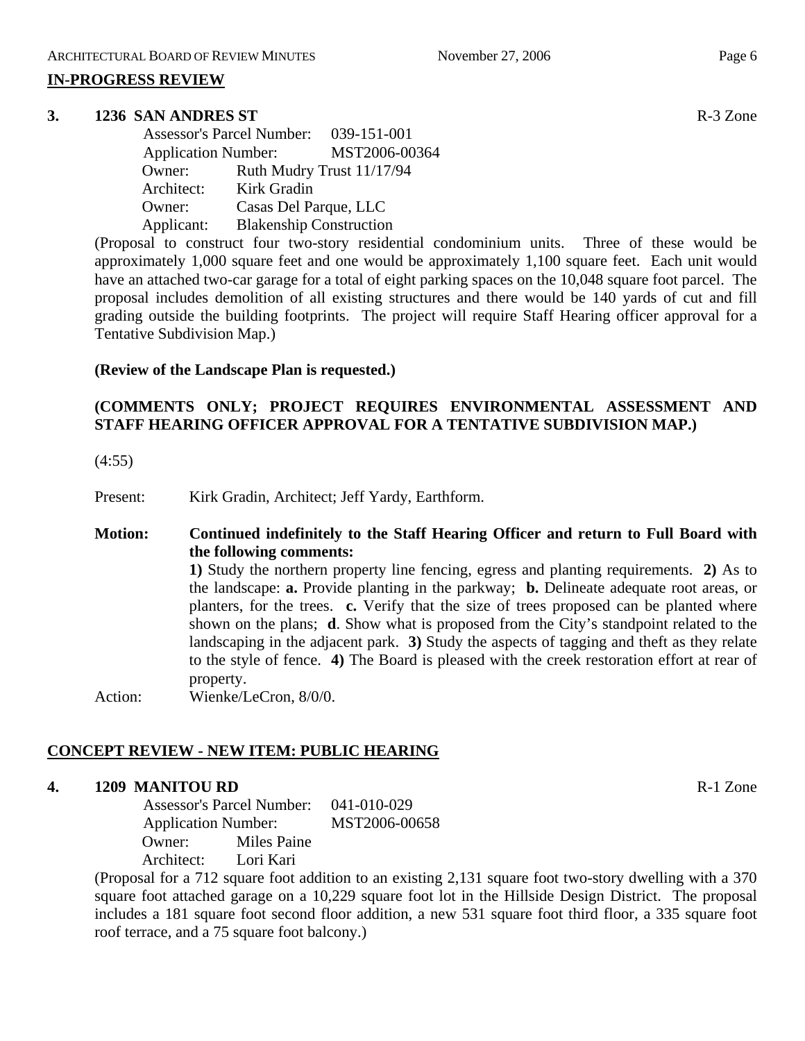## IN-PROGRESS REVIEW

**3. 1236 SAN ANDRES ST** R-3 Zone

Assessor's Parcel Number: 039-151-001
Application Number: MST2006-00364
Owner: Ruth Mudry Trust 11/17/94
Architect: Kirk Gradin
Owner: Casas Del Parque, LLC
Applicant: Blakenship Construction

(Proposal to construct four two-story residential condominium units. Three of these would be approximately 1,000 square feet and one would be approximately 1,100 square feet. Each unit would have an attached two-car garage for a total of eight parking spaces on the 10,048 square foot parcel. The proposal includes demolition of all existing structures and there would be 140 yards of cut and fill grading outside the building footprints. The project will require Staff Hearing officer approval for a Tentative Subdivision Map.)

**(Review of the Landscape Plan is requested.)**

**(COMMENTS ONLY; PROJECT REQUIRES ENVIRONMENTAL ASSESSMENT AND STAFF HEARING OFFICER APPROVAL FOR A TENTATIVE SUBDIVISION MAP.)**

(4:55)

Present: Kirk Gradin, Architect; Jeff Yardy, Earthform.

**Motion: Continued indefinitely to the Staff Hearing Officer and return to Full Board with the following comments:**
**1)** Study the northern property line fencing, egress and planting requirements. **2)** As to the landscape: **a.** Provide planting in the parkway; **b.** Delineate adequate root areas, or planters, for the trees. **c.** Verify that the size of trees proposed can be planted where shown on the plans; **d**. Show what is proposed from the City's standpoint related to the landscaping in the adjacent park. **3)** Study the aspects of tagging and theft as they relate to the style of fence. **4)** The Board is pleased with the creek restoration effort at rear of property.

Action: Wienke/LeCron, 8/0/0.

## CONCEPT REVIEW - NEW ITEM: PUBLIC HEARING

**4. 1209 MANITOU RD** R-1 Zone

Assessor's Parcel Number: 041-010-029
Application Number: MST2006-00658
Owner: Miles Paine
Architect: Lori Kari

(Proposal for a 712 square foot addition to an existing 2,131 square foot two-story dwelling with a 370 square foot attached garage on a 10,229 square foot lot in the Hillside Design District. The proposal includes a 181 square foot second floor addition, a new 531 square foot third floor, a 335 square foot roof terrace, and a 75 square foot balcony.)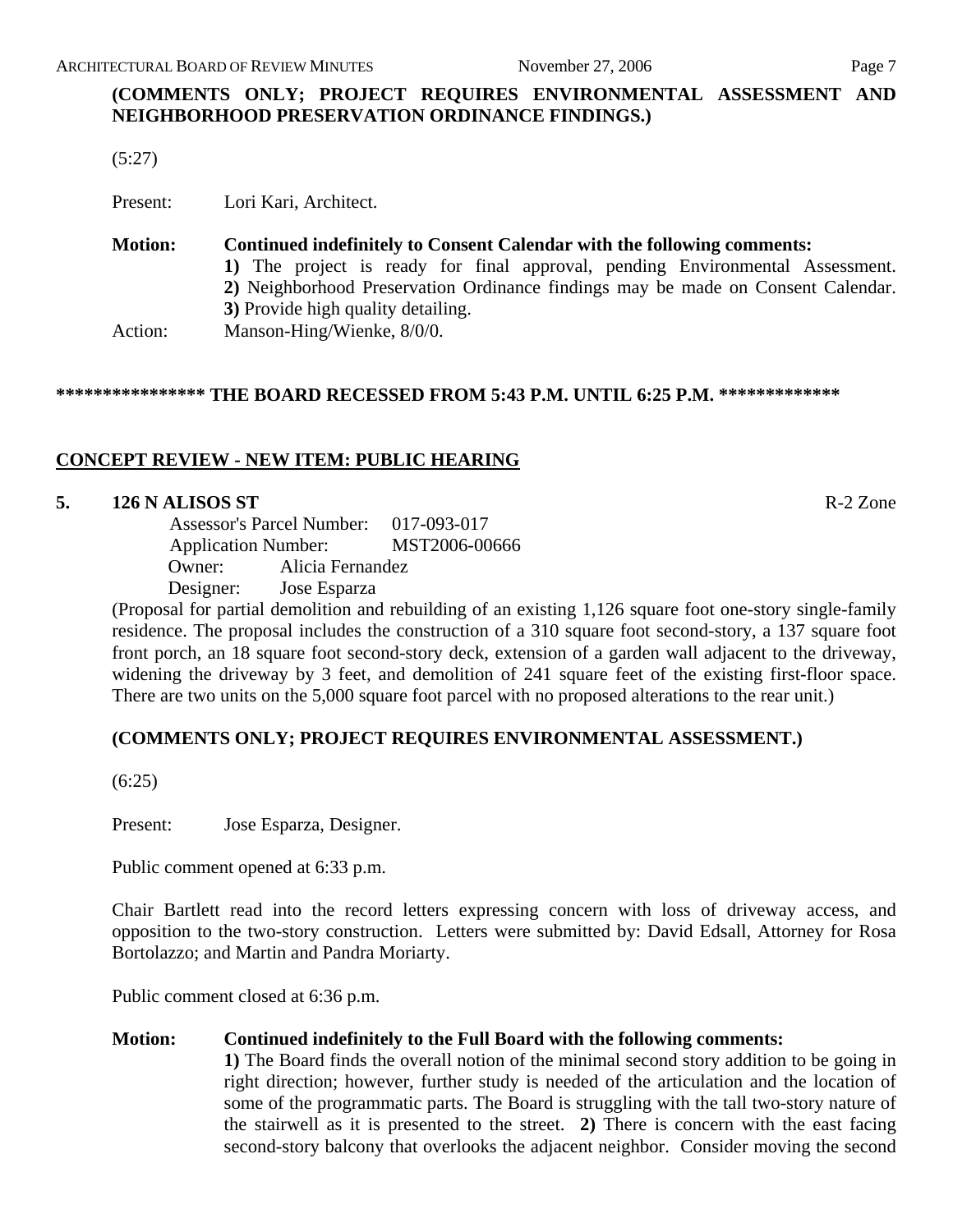**(COMMENTS ONLY; PROJECT REQUIRES ENVIRONMENTAL ASSESSMENT AND NEIGHBORHOOD PRESERVATION ORDINANCE FINDINGS.)**

(5:27)

Present: Lori Kari, Architect.

**Motion: Continued indefinitely to Consent Calendar with the following comments:**
**1)** The project is ready for final approval, pending Environmental Assessment. **2)** Neighborhood Preservation Ordinance findings may be made on Consent Calendar. **3)** Provide high quality detailing.

Action: Manson-Hing/Wienke, 8/0/0.

**\*\*\*\*\*\*\*\*\*\*\*\*\*\*\*\* THE BOARD RECESSED FROM 5:43 P.M. UNTIL 6:25 P.M. \*\*\*\*\*\*\*\*\*\*\*\*\***

## CONCEPT REVIEW - NEW ITEM: PUBLIC HEARING

**5. 126 N ALISOS ST** R-2 Zone

Assessor's Parcel Number: 017-093-017
Application Number: MST2006-00666
Owner: Alicia Fernandez
Designer: Jose Esparza

(Proposal for partial demolition and rebuilding of an existing 1,126 square foot one-story single-family residence. The proposal includes the construction of a 310 square foot second-story, a 137 square foot front porch, an 18 square foot second-story deck, extension of a garden wall adjacent to the driveway, widening the driveway by 3 feet, and demolition of 241 square feet of the existing first-floor space. There are two units on the 5,000 square foot parcel with no proposed alterations to the rear unit.)

**(COMMENTS ONLY; PROJECT REQUIRES ENVIRONMENTAL ASSESSMENT.)**

(6:25)

Present: Jose Esparza, Designer.

Public comment opened at 6:33 p.m.

Chair Bartlett read into the record letters expressing concern with loss of driveway access, and opposition to the two-story construction. Letters were submitted by: David Edsall, Attorney for Rosa Bortolazzo; and Martin and Pandra Moriarty.

Public comment closed at 6:36 p.m.

**Motion: Continued indefinitely to the Full Board with the following comments:**
**1)** The Board finds the overall notion of the minimal second story addition to be going in right direction; however, further study is needed of the articulation and the location of some of the programmatic parts. The Board is struggling with the tall two-story nature of the stairwell as it is presented to the street. **2)** There is concern with the east facing second-story balcony that overlooks the adjacent neighbor. Consider moving the second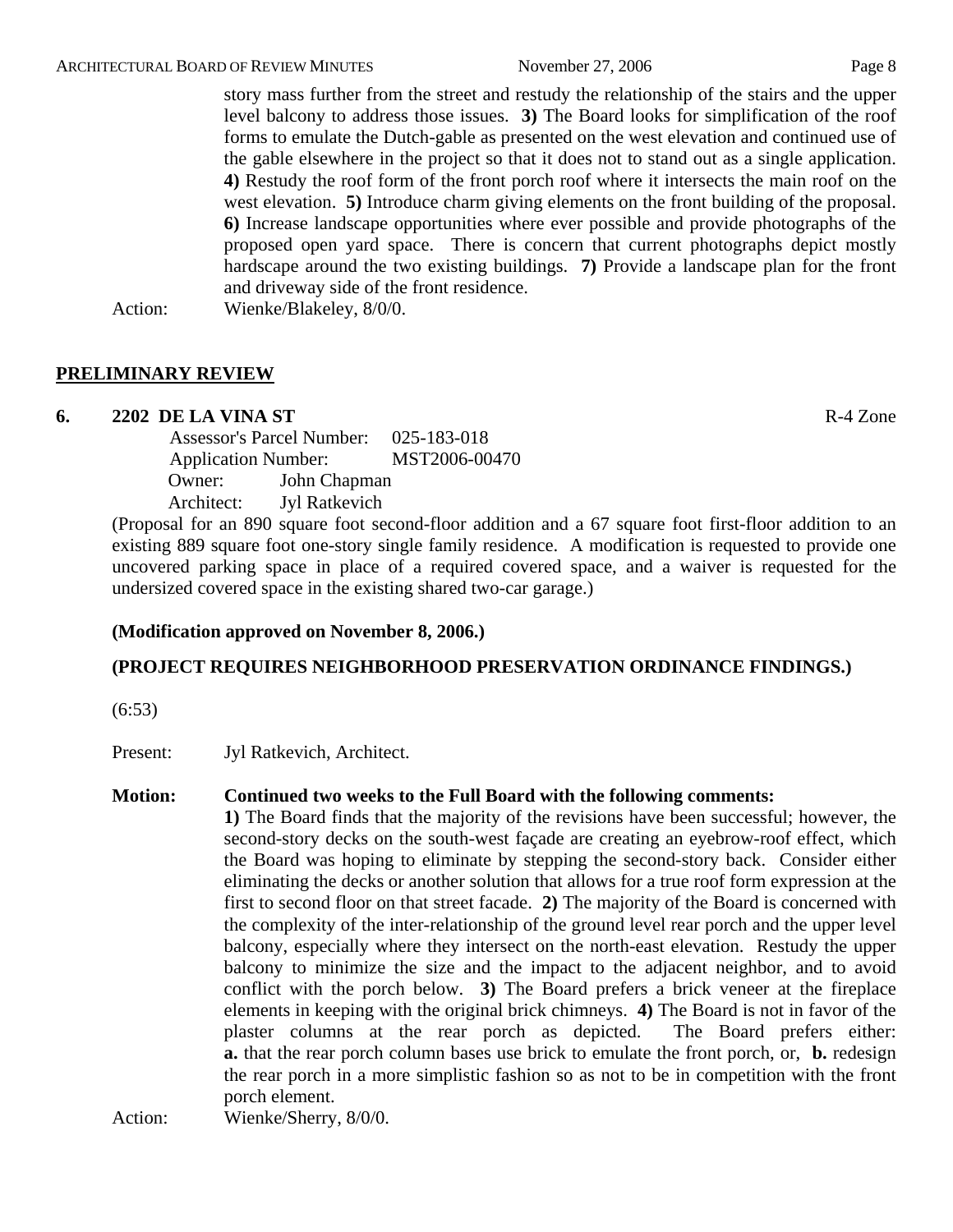story mass further from the street and restudy the relationship of the stairs and the upper level balcony to address those issues. **3)** The Board looks for simplification of the roof forms to emulate the Dutch-gable as presented on the west elevation and continued use of the gable elsewhere in the project so that it does not to stand out as a single application. **4)** Restudy the roof form of the front porch roof where it intersects the main roof on the west elevation. **5)** Introduce charm giving elements on the front building of the proposal. **6)** Increase landscape opportunities where ever possible and provide photographs of the proposed open yard space. There is concern that current photographs depict mostly hardscape around the two existing buildings. **7)** Provide a landscape plan for the front and driveway side of the front residence.

Action: Wienke/Blakeley, 8/0/0.

## PRELIMINARY REVIEW

### 6. 2202 DE LA VINA ST — R-4 Zone

Assessor's Parcel Number: 025-183-018
Application Number: MST2006-00470
Owner: John Chapman
Architect: Jyl Ratkevich

(Proposal for an 890 square foot second-floor addition and a 67 square foot first-floor addition to an existing 889 square foot one-story single family residence. A modification is requested to provide one uncovered parking space in place of a required covered space, and a waiver is requested for the undersized covered space in the existing shared two-car garage.)

**(Modification approved on November 8, 2006.)**

**(PROJECT REQUIRES NEIGHBORHOOD PRESERVATION ORDINANCE FINDINGS.)**

(6:53)

Present: Jyl Ratkevich, Architect.

**Motion: Continued two weeks to the Full Board with the following comments:**
**1)** The Board finds that the majority of the revisions have been successful; however, the second-story decks on the south-west façade are creating an eyebrow-roof effect, which the Board was hoping to eliminate by stepping the second-story back. Consider either eliminating the decks or another solution that allows for a true roof form expression at the first to second floor on that street facade. **2)** The majority of the Board is concerned with the complexity of the inter-relationship of the ground level rear porch and the upper level balcony, especially where they intersect on the north-east elevation. Restudy the upper balcony to minimize the size and the impact to the adjacent neighbor, and to avoid conflict with the porch below. **3)** The Board prefers a brick veneer at the fireplace elements in keeping with the original brick chimneys. **4)** The Board is not in favor of the plaster columns at the rear porch as depicted. The Board prefers either: **a.** that the rear porch column bases use brick to emulate the front porch, or, **b.** redesign the rear porch in a more simplistic fashion so as not to be in competition with the front porch element.

Action: Wienke/Sherry, 8/0/0.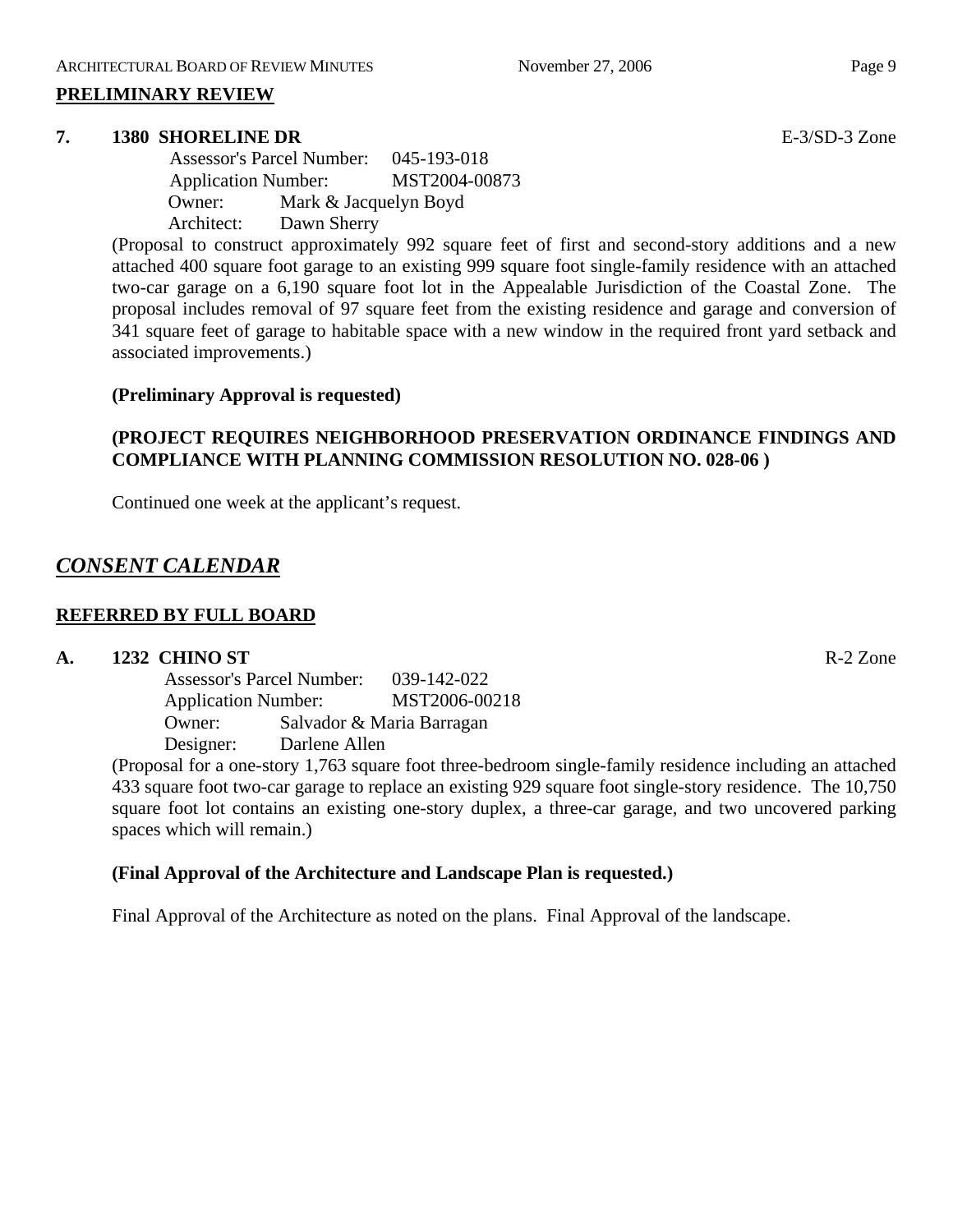## PRELIMINARY REVIEW

**7. 1380 SHORELINE DR** E-3/SD-3 Zone

Assessor's Parcel Number: 045-193-018
Application Number: MST2004-00873
Owner: Mark & Jacquelyn Boyd
Architect: Dawn Sherry

(Proposal to construct approximately 992 square feet of first and second-story additions and a new attached 400 square foot garage to an existing 999 square foot single-family residence with an attached two-car garage on a 6,190 square foot lot in the Appealable Jurisdiction of the Coastal Zone. The proposal includes removal of 97 square feet from the existing residence and garage and conversion of 341 square feet of garage to habitable space with a new window in the required front yard setback and associated improvements.)

**(Preliminary Approval is requested)**

**(PROJECT REQUIRES NEIGHBORHOOD PRESERVATION ORDINANCE FINDINGS AND COMPLIANCE WITH PLANNING COMMISSION RESOLUTION NO. 028-06 )**

Continued one week at the applicant's request.

# *CONSENT CALENDAR*

## REFERRED BY FULL BOARD

**A. 1232 CHINO ST** R-2 Zone

Assessor's Parcel Number: 039-142-022
Application Number: MST2006-00218
Owner: Salvador & Maria Barragan
Designer: Darlene Allen

(Proposal for a one-story 1,763 square foot three-bedroom single-family residence including an attached 433 square foot two-car garage to replace an existing 929 square foot single-story residence. The 10,750 square foot lot contains an existing one-story duplex, a three-car garage, and two uncovered parking spaces which will remain.)

**(Final Approval of the Architecture and Landscape Plan is requested.)**

Final Approval of the Architecture as noted on the plans. Final Approval of the landscape.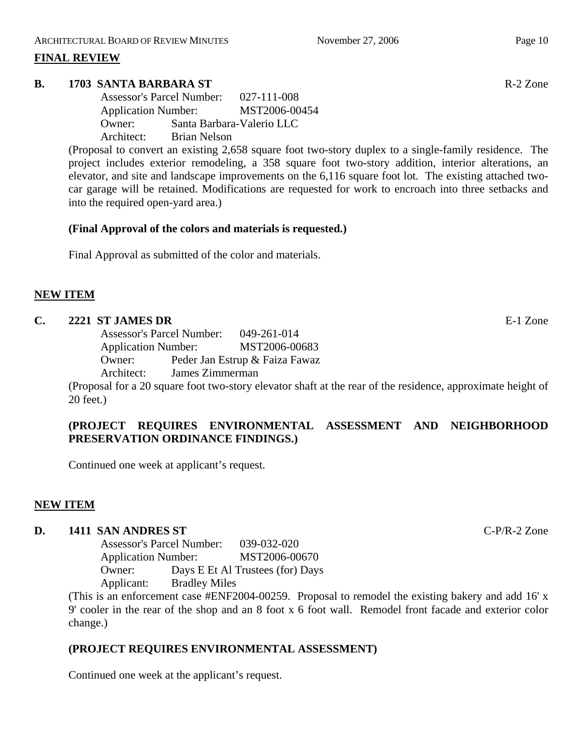## FINAL REVIEW

**B. 1703 SANTA BARBARA ST** R-2 Zone

Assessor's Parcel Number: 027-111-008
Application Number: MST2006-00454
Owner: Santa Barbara-Valerio LLC
Architect: Brian Nelson

(Proposal to convert an existing 2,658 square foot two-story duplex to a single-family residence. The project includes exterior remodeling, a 358 square foot two-story addition, interior alterations, an elevator, and site and landscape improvements on the 6,116 square foot lot. The existing attached two-car garage will be retained. Modifications are requested for work to encroach into three setbacks and into the required open-yard area.)

**(Final Approval of the colors and materials is requested.)**

Final Approval as submitted of the color and materials.

## NEW ITEM

**C. 2221 ST JAMES DR** E-1 Zone

Assessor's Parcel Number: 049-261-014
Application Number: MST2006-00683
Owner: Peder Jan Estrup & Faiza Fawaz
Architect: James Zimmerman

(Proposal for a 20 square foot two-story elevator shaft at the rear of the residence, approximate height of 20 feet.)

**(PROJECT REQUIRES ENVIRONMENTAL ASSESSMENT AND NEIGHBORHOOD PRESERVATION ORDINANCE FINDINGS.)**

Continued one week at applicant's request.

## NEW ITEM

**D. 1411 SAN ANDRES ST** C-P/R-2 Zone

Assessor's Parcel Number: 039-032-020
Application Number: MST2006-00670
Owner: Days E Et Al Trustees (for) Days
Applicant: Bradley Miles

(This is an enforcement case #ENF2004-00259. Proposal to remodel the existing bakery and add 16' x 9' cooler in the rear of the shop and an 8 foot x 6 foot wall. Remodel front facade and exterior color change.)

**(PROJECT REQUIRES ENVIRONMENTAL ASSESSMENT)**

Continued one week at the applicant's request.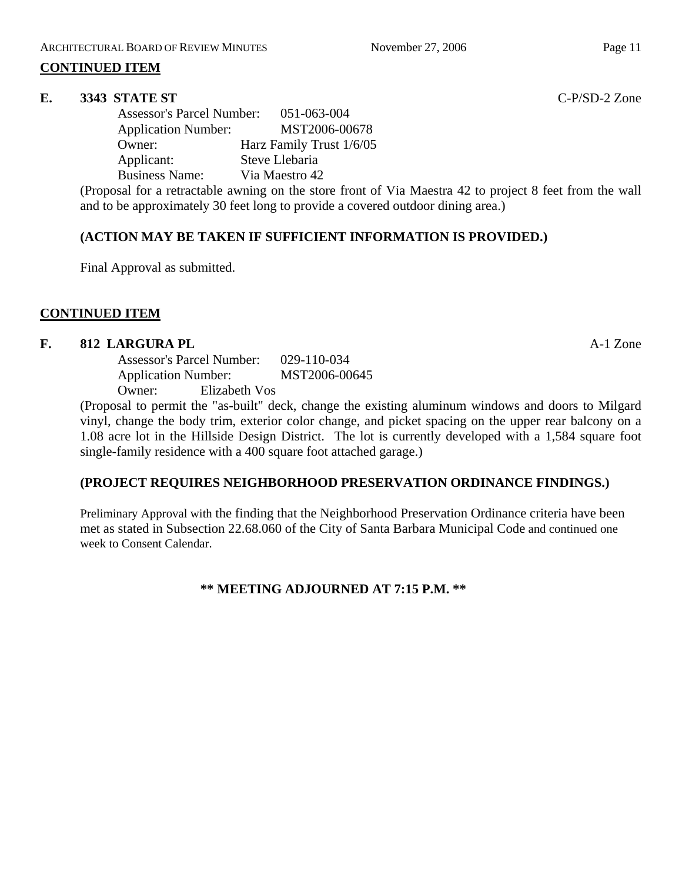**CONTINUED ITEM**

**E. 3343 STATE ST** C-P/SD-2 Zone

Assessor's Parcel Number: 051-063-004
Application Number: MST2006-00678
Owner: Harz Family Trust 1/6/05
Applicant: Steve Llebaria
Business Name: Via Maestro 42

(Proposal for a retractable awning on the store front of Via Maestra 42 to project 8 feet from the wall and to be approximately 30 feet long to provide a covered outdoor dining area.)

**(ACTION MAY BE TAKEN IF SUFFICIENT INFORMATION IS PROVIDED.)**

Final Approval as submitted.

**CONTINUED ITEM**

**F. 812 LARGURA PL** A-1 Zone

Assessor's Parcel Number: 029-110-034
Application Number: MST2006-00645
Owner: Elizabeth Vos

(Proposal to permit the "as-built" deck, change the existing aluminum windows and doors to Milgard vinyl, change the body trim, exterior color change, and picket spacing on the upper rear balcony on a 1.08 acre lot in the Hillside Design District. The lot is currently developed with a 1,584 square foot single-family residence with a 400 square foot attached garage.)

**(PROJECT REQUIRES NEIGHBORHOOD PRESERVATION ORDINANCE FINDINGS.)**

Preliminary Approval with the finding that the Neighborhood Preservation Ordinance criteria have been met as stated in Subsection 22.68.060 of the City of Santa Barbara Municipal Code and continued one week to Consent Calendar.

**\*\* MEETING ADJOURNED AT 7:15 P.M. \*\***